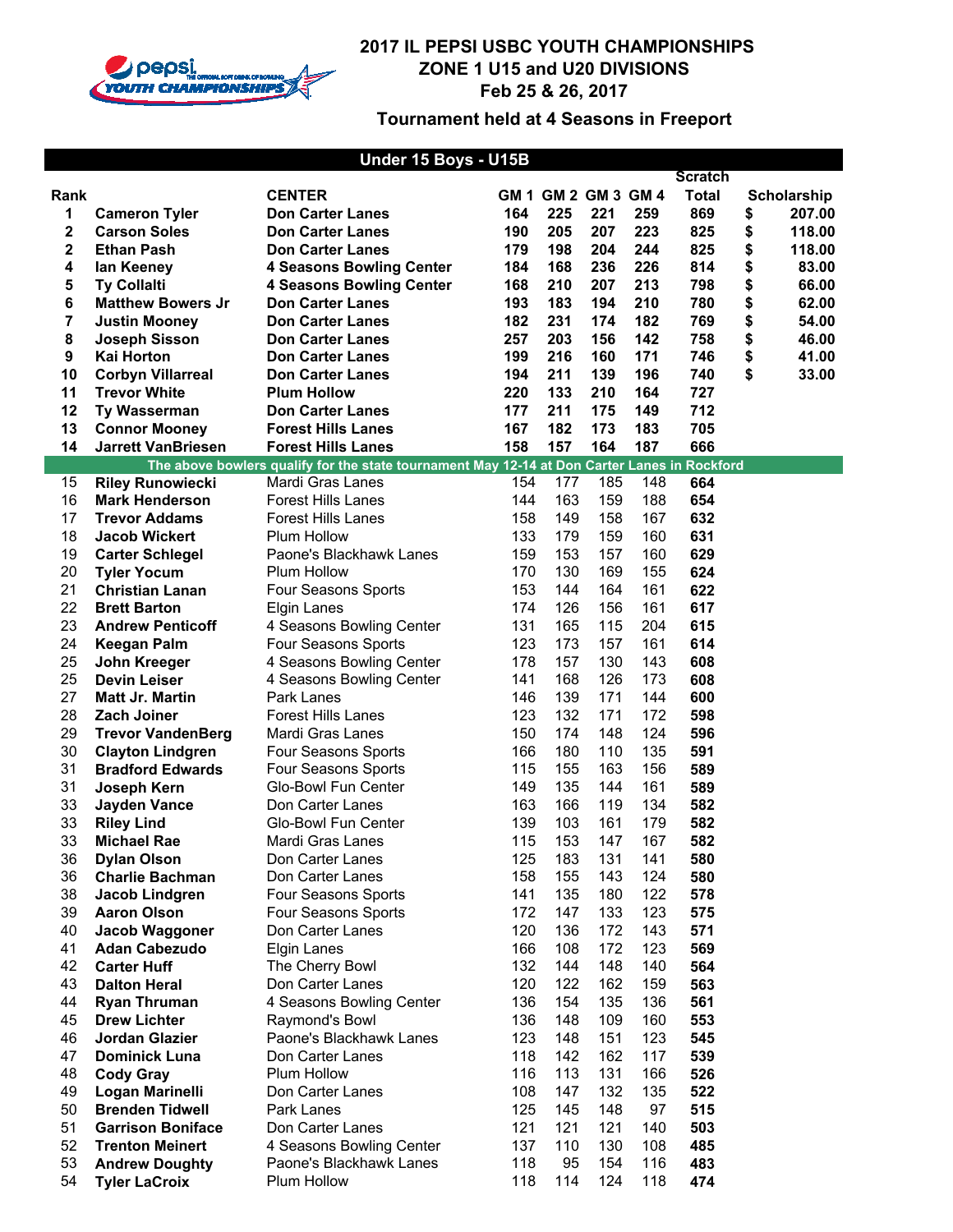# 2017 IL PEPSI USBC YOUTH CHAMPIONSHIPS
## ZONE 1 U15 and U20 DIVISIONS
## Feb 25 & 26, 2017

### Tournament held at 4 Seasons in Freeport

### Under 15 Boys - U15B

| Rank | | CENTER | GM 1 | GM 2 | GM 3 | GM 4 | Scratch Total | Scholarship |
|---|---|---|---|---|---|---|---|---|
| 1 | **Cameron Tyler** | **Don Carter Lanes** | 164 | 225 | 221 | 259 | 869 | $ 207.00 |
| 2 | **Carson Soles** | **Don Carter Lanes** | 190 | 205 | 207 | 223 | 825 | $ 118.00 |
| 2 | **Ethan Pash** | **Don Carter Lanes** | 179 | 198 | 204 | 244 | 825 | $ 118.00 |
| 4 | **Ian Keeney** | **4 Seasons Bowling Center** | 184 | 168 | 236 | 226 | 814 | $ 83.00 |
| 5 | **Ty Collalti** | **4 Seasons Bowling Center** | 168 | 210 | 207 | 213 | 798 | $ 66.00 |
| 6 | **Matthew Bowers Jr** | **Don Carter Lanes** | 193 | 183 | 194 | 210 | 780 | $ 62.00 |
| 7 | **Justin Mooney** | **Don Carter Lanes** | 182 | 231 | 174 | 182 | 769 | $ 54.00 |
| 8 | **Joseph Sisson** | **Don Carter Lanes** | 257 | 203 | 156 | 142 | 758 | $ 46.00 |
| 9 | **Kai Horton** | **Don Carter Lanes** | 199 | 216 | 160 | 171 | 746 | $ 41.00 |
| 10 | **Corbyn Villarreal** | **Don Carter Lanes** | 194 | 211 | 139 | 196 | 740 | $ 33.00 |
| 11 | **Trevor White** | **Plum Hollow** | 220 | 133 | 210 | 164 | 727 | |
| 12 | **Ty Wasserman** | **Don Carter Lanes** | 177 | 211 | 175 | 149 | 712 | |
| 13 | **Connor Mooney** | **Forest Hills Lanes** | 167 | 182 | 173 | 183 | 705 | |
| 14 | **Jarrett VanBriesen** | **Forest Hills Lanes** | 158 | 157 | 164 | 187 | 666 | |
| | **The above bowlers qualify for the state tournament May 12-14 at Don Carter Lanes in Rockford** | | | | | | | |
| 15 | **Riley Runowiecki** | Mardi Gras Lanes | 154 | 177 | 185 | 148 | **664** | |
| 16 | **Mark Henderson** | Forest Hills Lanes | 144 | 163 | 159 | 188 | **654** | |
| 17 | **Trevor Addams** | Forest Hills Lanes | 158 | 149 | 158 | 167 | **632** | |
| 18 | **Jacob Wickert** | Plum Hollow | 133 | 179 | 159 | 160 | **631** | |
| 19 | **Carter Schlegel** | Paone's Blackhawk Lanes | 159 | 153 | 157 | 160 | **629** | |
| 20 | **Tyler Yocum** | Plum Hollow | 170 | 130 | 169 | 155 | **624** | |
| 21 | **Christian Lanan** | Four Seasons Sports | 153 | 144 | 164 | 161 | **622** | |
| 22 | **Brett Barton** | Elgin Lanes | 174 | 126 | 156 | 161 | **617** | |
| 23 | **Andrew Penticoff** | 4 Seasons Bowling Center | 131 | 165 | 115 | 204 | **615** | |
| 24 | **Keegan Palm** | Four Seasons Sports | 123 | 173 | 157 | 161 | **614** | |
| 25 | **John Kreeger** | 4 Seasons Bowling Center | 178 | 157 | 130 | 143 | **608** | |
| 25 | **Devin Leiser** | 4 Seasons Bowling Center | 141 | 168 | 126 | 173 | **608** | |
| 27 | **Matt Jr. Martin** | Park Lanes | 146 | 139 | 171 | 144 | **600** | |
| 28 | **Zach Joiner** | Forest Hills Lanes | 123 | 132 | 171 | 172 | **598** | |
| 29 | **Trevor VandenBerg** | Mardi Gras Lanes | 150 | 174 | 148 | 124 | **596** | |
| 30 | **Clayton Lindgren** | Four Seasons Sports | 166 | 180 | 110 | 135 | **591** | |
| 31 | **Bradford Edwards** | Four Seasons Sports | 115 | 155 | 163 | 156 | **589** | |
| 31 | **Joseph Kern** | Glo-Bowl Fun Center | 149 | 135 | 144 | 161 | **589** | |
| 33 | **Jayden Vance** | Don Carter Lanes | 163 | 166 | 119 | 134 | **582** | |
| 33 | **Riley Lind** | Glo-Bowl Fun Center | 139 | 103 | 161 | 179 | **582** | |
| 33 | **Michael Rae** | Mardi Gras Lanes | 115 | 153 | 147 | 167 | **582** | |
| 36 | **Dylan Olson** | Don Carter Lanes | 125 | 183 | 131 | 141 | **580** | |
| 36 | **Charlie Bachman** | Don Carter Lanes | 158 | 155 | 143 | 124 | **580** | |
| 38 | **Jacob Lindgren** | Four Seasons Sports | 141 | 135 | 180 | 122 | **578** | |
| 39 | **Aaron Olson** | Four Seasons Sports | 172 | 147 | 133 | 123 | **575** | |
| 40 | **Jacob Waggoner** | Don Carter Lanes | 120 | 136 | 172 | 143 | **571** | |
| 41 | **Adan Cabezudo** | Elgin Lanes | 166 | 108 | 172 | 123 | **569** | |
| 42 | **Carter Huff** | The Cherry Bowl | 132 | 144 | 148 | 140 | **564** | |
| 43 | **Dalton Heral** | Don Carter Lanes | 120 | 122 | 162 | 159 | **563** | |
| 44 | **Ryan Thruman** | 4 Seasons Bowling Center | 136 | 154 | 135 | 136 | **561** | |
| 45 | **Drew Lichter** | Raymond's Bowl | 136 | 148 | 109 | 160 | **553** | |
| 46 | **Jordan Glazier** | Paone's Blackhawk Lanes | 123 | 148 | 151 | 123 | **545** | |
| 47 | **Dominick Luna** | Don Carter Lanes | 118 | 142 | 162 | 117 | **539** | |
| 48 | **Cody Gray** | Plum Hollow | 116 | 113 | 131 | 166 | **526** | |
| 49 | **Logan Marinelli** | Don Carter Lanes | 108 | 147 | 132 | 135 | **522** | |
| 50 | **Brenden Tidwell** | Park Lanes | 125 | 145 | 148 | 97 | **515** | |
| 51 | **Garrison Boniface** | Don Carter Lanes | 121 | 121 | 121 | 140 | **503** | |
| 52 | **Trenton Meinert** | 4 Seasons Bowling Center | 137 | 110 | 130 | 108 | **485** | |
| 53 | **Andrew Doughty** | Paone's Blackhawk Lanes | 118 | 95 | 154 | 116 | **483** | |
| 54 | **Tyler LaCroix** | Plum Hollow | 118 | 114 | 124 | 118 | **474** | |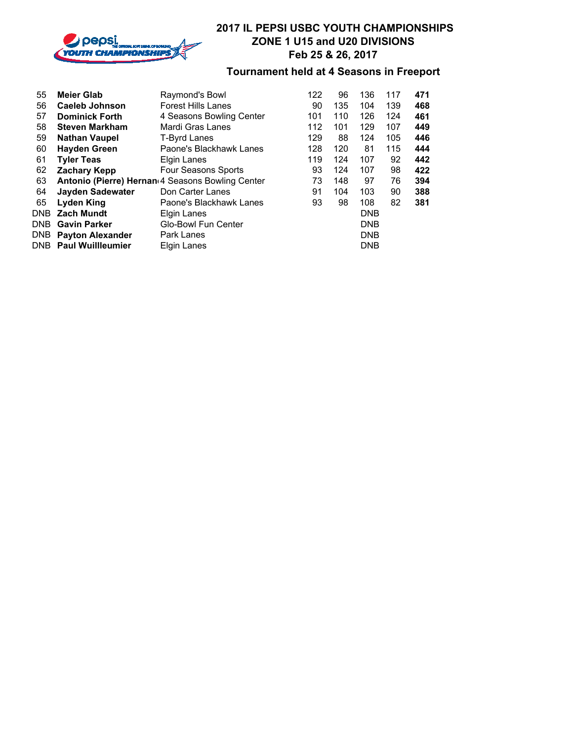# 2017 IL PEPSI USBC YOUTH CHAMPIONSHIPS
## ZONE 1 U15 and U20 DIVISIONS
## Feb 25 & 26, 2017

## Tournament held at 4 Seasons in Freeport

| | | | | | | | |
|---|---|---|---|---|---|---|---|
| 55 | **Meier Glab** | Raymond's Bowl | 122 | 96 | 136 | 117 | **471** |
| 56 | **Caeleb Johnson** | Forest Hills Lanes | 90 | 135 | 104 | 139 | **468** |
| 57 | **Dominick Forth** | 4 Seasons Bowling Center | 101 | 110 | 126 | 124 | **461** |
| 58 | **Steven Markham** | Mardi Gras Lanes | 112 | 101 | 129 | 107 | **449** |
| 59 | **Nathan Vaupel** | T-Byrd Lanes | 129 | 88 | 124 | 105 | **446** |
| 60 | **Hayden Green** | Paone's Blackhawk Lanes | 128 | 120 | 81 | 115 | **444** |
| 61 | **Tyler Teas** | Elgin Lanes | 119 | 124 | 107 | 92 | **442** |
| 62 | **Zachary Kepp** | Four Seasons Sports | 93 | 124 | 107 | 98 | **422** |
| 63 | **Antonio (Pierre) Hernan** | 4 Seasons Bowling Center | 73 | 148 | 97 | 76 | **394** |
| 64 | **Jayden Sadewater** | Don Carter Lanes | 91 | 104 | 103 | 90 | **388** |
| 65 | **Lyden King** | Paone's Blackhawk Lanes | 93 | 98 | 108 | 82 | **381** |
| DNB | **Zach Mundt** | Elgin Lanes | | | DNB | | |
| DNB | **Gavin Parker** | Glo-Bowl Fun Center | | | DNB | | |
| DNB | **Payton Alexander** | Park Lanes | | | DNB | | |
| DNB | **Paul Wuillleumier** | Elgin Lanes | | | DNB | | |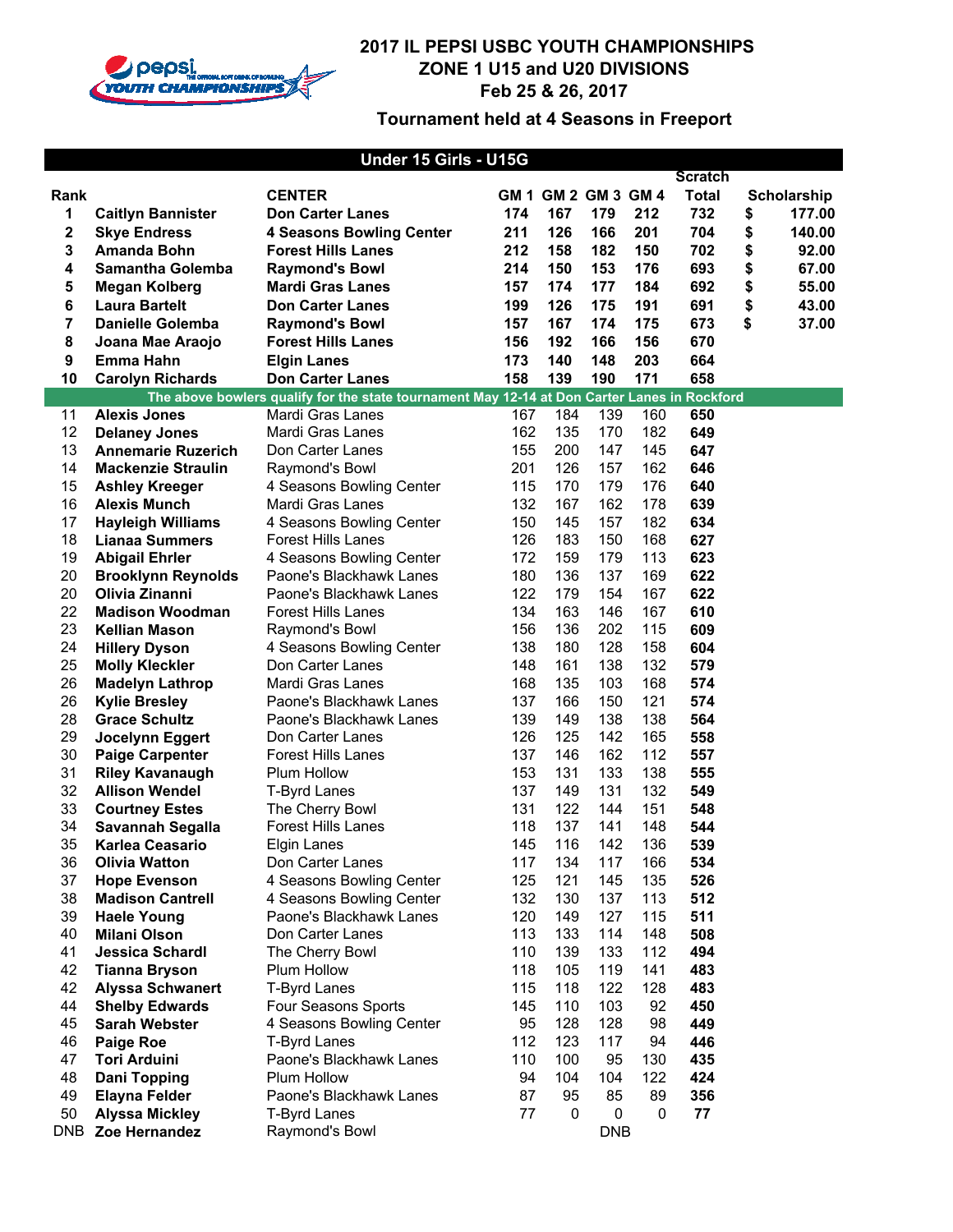# 2017 IL PEPSI USBC YOUTH CHAMPIONSHIPS
## ZONE 1 U15 and U20 DIVISIONS
## Feb 25 & 26, 2017

### Tournament held at 4 Seasons in Freeport

**Under 15 Girls - U15G**

| Rank | | CENTER | GM 1 | GM 2 | GM 3 | GM 4 | Scratch Total | Scholarship |
|---|---|---|---|---|---|---|---|---|
| 1 | **Caitlyn Bannister** | **Don Carter Lanes** | 174 | 167 | 179 | 212 | 732 | $ 177.00 |
| 2 | **Skye Endress** | **4 Seasons Bowling Center** | 211 | 126 | 166 | 201 | 704 | $ 140.00 |
| 3 | **Amanda Bohn** | **Forest Hills Lanes** | 212 | 158 | 182 | 150 | 702 | $ 92.00 |
| 4 | **Samantha Golemba** | **Raymond's Bowl** | 214 | 150 | 153 | 176 | 693 | $ 67.00 |
| 5 | **Megan Kolberg** | **Mardi Gras Lanes** | 157 | 174 | 177 | 184 | 692 | $ 55.00 |
| 6 | **Laura Bartelt** | **Don Carter Lanes** | 199 | 126 | 175 | 191 | 691 | $ 43.00 |
| 7 | **Danielle Golemba** | **Raymond's Bowl** | 157 | 167 | 174 | 175 | 673 | $ 37.00 |
| 8 | **Joana Mae Araojo** | **Forest Hills Lanes** | 156 | 192 | 166 | 156 | 670 | |
| 9 | **Emma Hahn** | **Elgin Lanes** | 173 | 140 | 148 | 203 | 664 | |
| 10 | **Carolyn Richards** | **Don Carter Lanes** | 158 | 139 | 190 | 171 | 658 | |
| | **The above bowlers qualify for the state tournament May 12-14 at Don Carter Lanes in Rockford** | | | | | | | |
| 11 | **Alexis Jones** | Mardi Gras Lanes | 167 | 184 | 139 | 160 | **650** | |
| 12 | **Delaney Jones** | Mardi Gras Lanes | 162 | 135 | 170 | 182 | **649** | |
| 13 | **Annemarie Ruzerich** | Don Carter Lanes | 155 | 200 | 147 | 145 | **647** | |
| 14 | **Mackenzie Straulin** | Raymond's Bowl | 201 | 126 | 157 | 162 | **646** | |
| 15 | **Ashley Kreeger** | 4 Seasons Bowling Center | 115 | 170 | 179 | 176 | **640** | |
| 16 | **Alexis Munch** | Mardi Gras Lanes | 132 | 167 | 162 | 178 | **639** | |
| 17 | **Hayleigh Williams** | 4 Seasons Bowling Center | 150 | 145 | 157 | 182 | **634** | |
| 18 | **Lianaa Summers** | Forest Hills Lanes | 126 | 183 | 150 | 168 | **627** | |
| 19 | **Abigail Ehrler** | 4 Seasons Bowling Center | 172 | 159 | 179 | 113 | **623** | |
| 20 | **Brooklynn Reynolds** | Paone's Blackhawk Lanes | 180 | 136 | 137 | 169 | **622** | |
| 20 | **Olivia Zinanni** | Paone's Blackhawk Lanes | 122 | 179 | 154 | 167 | **622** | |
| 22 | **Madison Woodman** | Forest Hills Lanes | 134 | 163 | 146 | 167 | **610** | |
| 23 | **Kellian Mason** | Raymond's Bowl | 156 | 136 | 202 | 115 | **609** | |
| 24 | **Hillery Dyson** | 4 Seasons Bowling Center | 138 | 180 | 128 | 158 | **604** | |
| 25 | **Molly Kleckler** | Don Carter Lanes | 148 | 161 | 138 | 132 | **579** | |
| 26 | **Madelyn Lathrop** | Mardi Gras Lanes | 168 | 135 | 103 | 168 | **574** | |
| 26 | **Kylie Bresley** | Paone's Blackhawk Lanes | 137 | 166 | 150 | 121 | **574** | |
| 28 | **Grace Schultz** | Paone's Blackhawk Lanes | 139 | 149 | 138 | 138 | **564** | |
| 29 | **Jocelynn Eggert** | Don Carter Lanes | 126 | 125 | 142 | 165 | **558** | |
| 30 | **Paige Carpenter** | Forest Hills Lanes | 137 | 146 | 162 | 112 | **557** | |
| 31 | **Riley Kavanaugh** | Plum Hollow | 153 | 131 | 133 | 138 | **555** | |
| 32 | **Allison Wendel** | T-Byrd Lanes | 137 | 149 | 131 | 132 | **549** | |
| 33 | **Courtney Estes** | The Cherry Bowl | 131 | 122 | 144 | 151 | **548** | |
| 34 | **Savannah Segalla** | Forest Hills Lanes | 118 | 137 | 141 | 148 | **544** | |
| 35 | **Karlea Ceasario** | Elgin Lanes | 145 | 116 | 142 | 136 | **539** | |
| 36 | **Olivia Watton** | Don Carter Lanes | 117 | 134 | 117 | 166 | **534** | |
| 37 | **Hope Evenson** | 4 Seasons Bowling Center | 125 | 121 | 145 | 135 | **526** | |
| 38 | **Madison Cantrell** | 4 Seasons Bowling Center | 132 | 130 | 137 | 113 | **512** | |
| 39 | **Haele Young** | Paone's Blackhawk Lanes | 120 | 149 | 127 | 115 | **511** | |
| 40 | **Milani Olson** | Don Carter Lanes | 113 | 133 | 114 | 148 | **508** | |
| 41 | **Jessica Schardl** | The Cherry Bowl | 110 | 139 | 133 | 112 | **494** | |
| 42 | **Tianna Bryson** | Plum Hollow | 118 | 105 | 119 | 141 | **483** | |
| 42 | **Alyssa Schwanert** | T-Byrd Lanes | 115 | 118 | 122 | 128 | **483** | |
| 44 | **Shelby Edwards** | Four Seasons Sports | 145 | 110 | 103 | 92 | **450** | |
| 45 | **Sarah Webster** | 4 Seasons Bowling Center | 95 | 128 | 128 | 98 | **449** | |
| 46 | **Paige Roe** | T-Byrd Lanes | 112 | 123 | 117 | 94 | **446** | |
| 47 | **Tori Arduini** | Paone's Blackhawk Lanes | 110 | 100 | 95 | 130 | **435** | |
| 48 | **Dani Topping** | Plum Hollow | 94 | 104 | 104 | 122 | **424** | |
| 49 | **Elayna Felder** | Paone's Blackhawk Lanes | 87 | 95 | 85 | 89 | **356** | |
| 50 | **Alyssa Mickley** | T-Byrd Lanes | 77 | 0 | 0 | 0 | **77** | |
| DNB | **Zoe Hernandez** | Raymond's Bowl | | | DNB | | | |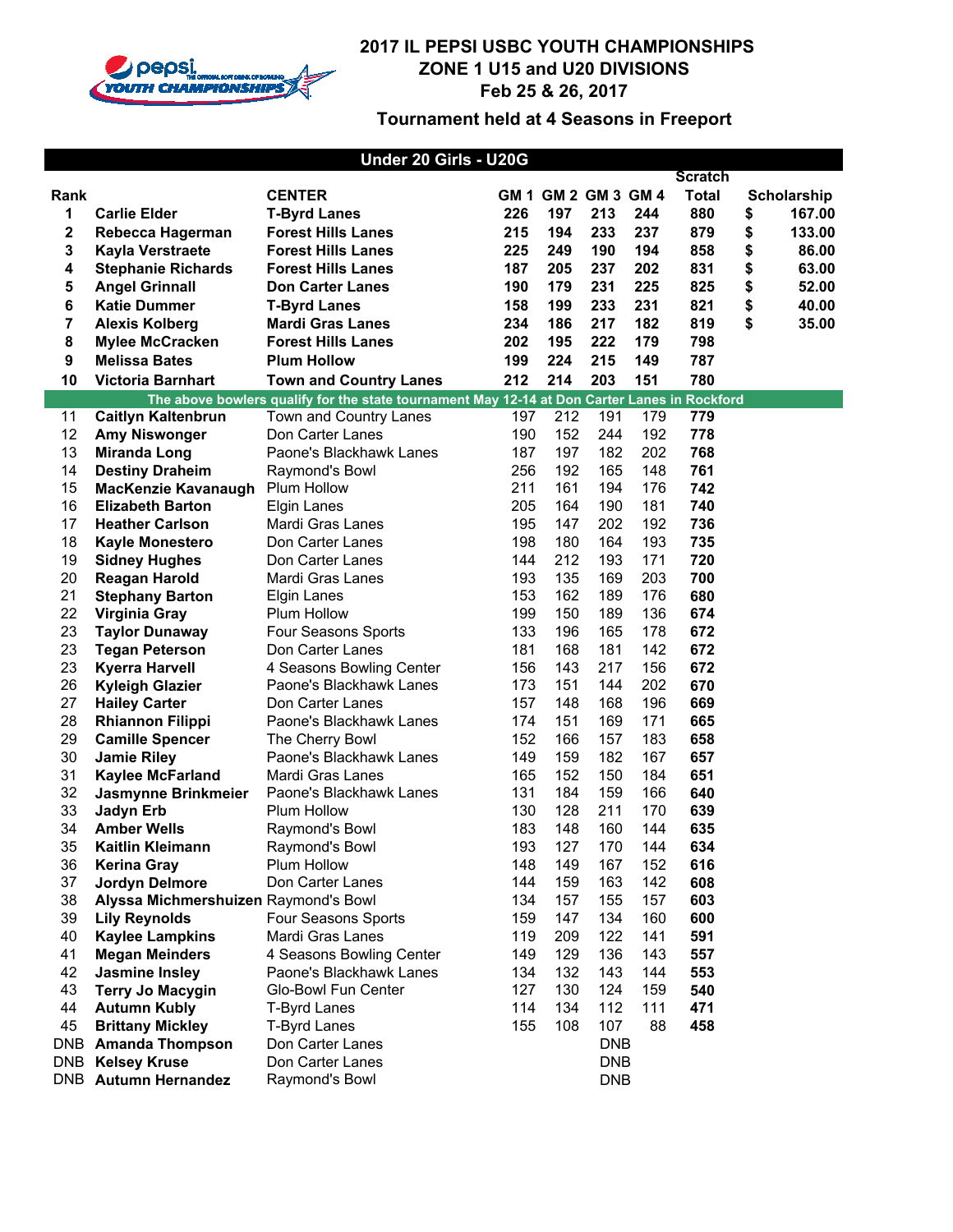# 2017 IL PEPSI USBC YOUTH CHAMPIONSHIPS
## ZONE 1 U15 and U20 DIVISIONS
## Feb 25 & 26, 2017

### Tournament held at 4 Seasons in Freeport

**Under 20 Girls - U20G**

| Rank | | CENTER | GM 1 | GM 2 | GM 3 | GM 4 | Scratch Total | Scholarship |
|---|---|---|---|---|---|---|---|---|
| **1** | **Carlie Elder** | **T-Byrd Lanes** | **226** | **197** | **213** | **244** | **880** | **$ 167.00** |
| **2** | **Rebecca Hagerman** | **Forest Hills Lanes** | **215** | **194** | **233** | **237** | **879** | **$ 133.00** |
| **3** | **Kayla Verstraete** | **Forest Hills Lanes** | **225** | **249** | **190** | **194** | **858** | **$ 86.00** |
| **4** | **Stephanie Richards** | **Forest Hills Lanes** | **187** | **205** | **237** | **202** | **831** | **$ 63.00** |
| **5** | **Angel Grinnall** | **Don Carter Lanes** | **190** | **179** | **231** | **225** | **825** | **$ 52.00** |
| **6** | **Katie Dummer** | **T-Byrd Lanes** | **158** | **199** | **233** | **231** | **821** | **$ 40.00** |
| **7** | **Alexis Kolberg** | **Mardi Gras Lanes** | **234** | **186** | **217** | **182** | **819** | **$ 35.00** |
| **8** | **Mylee McCracken** | **Forest Hills Lanes** | **202** | **195** | **222** | **179** | **798** | |
| **9** | **Melissa Bates** | **Plum Hollow** | **199** | **224** | **215** | **149** | **787** | |
| **10** | **Victoria Barnhart** | **Town and Country Lanes** | **212** | **214** | **203** | **151** | **780** | |
| | **The above bowlers qualify for the state tournament May 12-14 at Don Carter Lanes in Rockford** | | | | | | | |
| 11 | **Caitlyn Kaltenbrun** | Town and Country Lanes | 197 | 212 | 191 | 179 | **779** | |
| 12 | **Amy Niswonger** | Don Carter Lanes | 190 | 152 | 244 | 192 | **778** | |
| 13 | **Miranda Long** | Paone's Blackhawk Lanes | 187 | 197 | 182 | 202 | **768** | |
| 14 | **Destiny Draheim** | Raymond's Bowl | 256 | 192 | 165 | 148 | **761** | |
| 15 | **MacKenzie Kavanaugh** | Plum Hollow | 211 | 161 | 194 | 176 | **742** | |
| 16 | **Elizabeth Barton** | Elgin Lanes | 205 | 164 | 190 | 181 | **740** | |
| 17 | **Heather Carlson** | Mardi Gras Lanes | 195 | 147 | 202 | 192 | **736** | |
| 18 | **Kayle Monestero** | Don Carter Lanes | 198 | 180 | 164 | 193 | **735** | |
| 19 | **Sidney Hughes** | Don Carter Lanes | 144 | 212 | 193 | 171 | **720** | |
| 20 | **Reagan Harold** | Mardi Gras Lanes | 193 | 135 | 169 | 203 | **700** | |
| 21 | **Stephany Barton** | Elgin Lanes | 153 | 162 | 189 | 176 | **680** | |
| 22 | **Virginia Gray** | Plum Hollow | 199 | 150 | 189 | 136 | **674** | |
| 23 | **Taylor Dunaway** | Four Seasons Sports | 133 | 196 | 165 | 178 | **672** | |
| 23 | **Tegan Peterson** | Don Carter Lanes | 181 | 168 | 181 | 142 | **672** | |
| 23 | **Kyerra Harvell** | 4 Seasons Bowling Center | 156 | 143 | 217 | 156 | **672** | |
| 26 | **Kyleigh Glazier** | Paone's Blackhawk Lanes | 173 | 151 | 144 | 202 | **670** | |
| 27 | **Hailey Carter** | Don Carter Lanes | 157 | 148 | 168 | 196 | **669** | |
| 28 | **Rhiannon Filippi** | Paone's Blackhawk Lanes | 174 | 151 | 169 | 171 | **665** | |
| 29 | **Camille Spencer** | The Cherry Bowl | 152 | 166 | 157 | 183 | **658** | |
| 30 | **Jamie Riley** | Paone's Blackhawk Lanes | 149 | 159 | 182 | 167 | **657** | |
| 31 | **Kaylee McFarland** | Mardi Gras Lanes | 165 | 152 | 150 | 184 | **651** | |
| 32 | **Jasmynne Brinkmeier** | Paone's Blackhawk Lanes | 131 | 184 | 159 | 166 | **640** | |
| 33 | **Jadyn Erb** | Plum Hollow | 130 | 128 | 211 | 170 | **639** | |
| 34 | **Amber Wells** | Raymond's Bowl | 183 | 148 | 160 | 144 | **635** | |
| 35 | **Kaitlin Kleimann** | Raymond's Bowl | 193 | 127 | 170 | 144 | **634** | |
| 36 | **Kerina Gray** | Plum Hollow | 148 | 149 | 167 | 152 | **616** | |
| 37 | **Jordyn Delmore** | Don Carter Lanes | 144 | 159 | 163 | 142 | **608** | |
| 38 | **Alyssa Michmershuizen** | Raymond's Bowl | 134 | 157 | 155 | 157 | **603** | |
| 39 | **Lily Reynolds** | Four Seasons Sports | 159 | 147 | 134 | 160 | **600** | |
| 40 | **Kaylee Lampkins** | Mardi Gras Lanes | 119 | 209 | 122 | 141 | **591** | |
| 41 | **Megan Meinders** | 4 Seasons Bowling Center | 149 | 129 | 136 | 143 | **557** | |
| 42 | **Jasmine Insley** | Paone's Blackhawk Lanes | 134 | 132 | 143 | 144 | **553** | |
| 43 | **Terry Jo Macygin** | Glo-Bowl Fun Center | 127 | 130 | 124 | 159 | **540** | |
| 44 | **Autumn Kubly** | T-Byrd Lanes | 114 | 134 | 112 | 111 | **471** | |
| 45 | **Brittany Mickley** | T-Byrd Lanes | 155 | 108 | 107 | 88 | **458** | |
| DNB | **Amanda Thompson** | Don Carter Lanes | | | DNB | | | |
| DNB | **Kelsey Kruse** | Don Carter Lanes | | | DNB | | | |
| DNB | **Autumn Hernandez** | Raymond's Bowl | | | DNB | | | |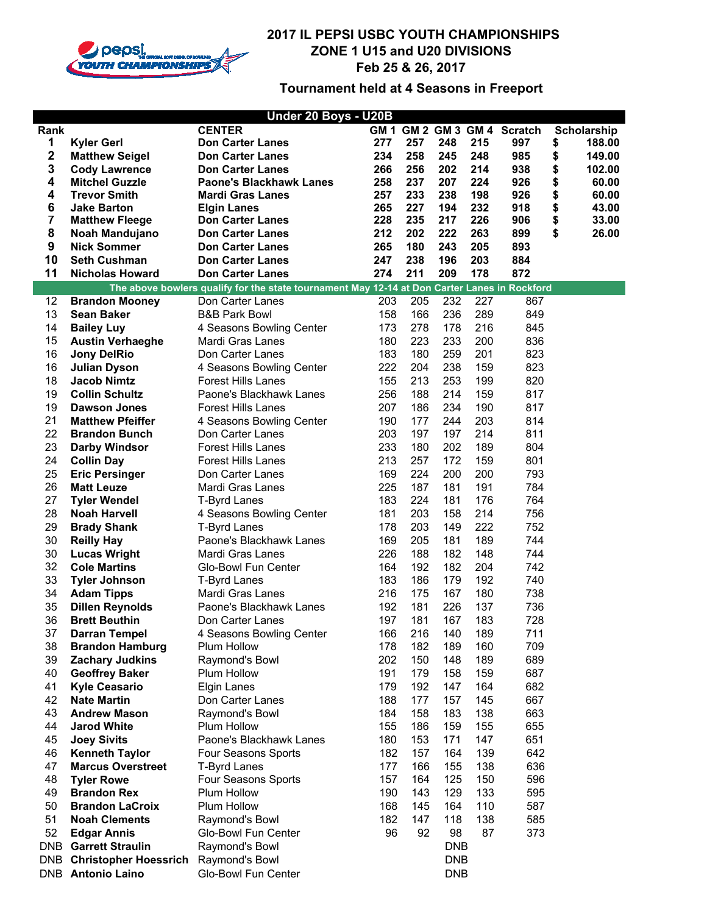# 2017 IL PEPSI USBC YOUTH CHAMPIONSHIPS
## ZONE 1 U15 and U20 DIVISIONS
## Feb 25 & 26, 2017

### Tournament held at 4 Seasons in Freeport

**Under 20 Boys - U20B**

| Rank | | CENTER | GM 1 | GM 2 | GM 3 | GM 4 | Scratch | Scholarship |
|---|---|---|---|---|---|---|---|---|
| 1 | **Kyler Gerl** | **Don Carter Lanes** | 277 | 257 | 248 | 215 | 997 | $ 188.00 |
| 2 | **Matthew Seigel** | **Don Carter Lanes** | 234 | 258 | 245 | 248 | 985 | $ 149.00 |
| 3 | **Cody Lawrence** | **Don Carter Lanes** | 266 | 256 | 202 | 214 | 938 | $ 102.00 |
| 4 | **Mitchel Guzzle** | **Paone's Blackhawk Lanes** | 258 | 237 | 207 | 224 | 926 | $ 60.00 |
| 4 | **Trevor Smith** | **Mardi Gras Lanes** | 257 | 233 | 238 | 198 | 926 | $ 60.00 |
| 6 | **Jake Barton** | **Elgin Lanes** | 265 | 227 | 194 | 232 | 918 | $ 43.00 |
| 7 | **Matthew Fleege** | **Don Carter Lanes** | 228 | 235 | 217 | 226 | 906 | $ 33.00 |
| 8 | **Noah Mandujano** | **Don Carter Lanes** | 212 | 202 | 222 | 263 | 899 | $ 26.00 |
| 9 | **Nick Sommer** | **Don Carter Lanes** | 265 | 180 | 243 | 205 | 893 | |
| 10 | **Seth Cushman** | **Don Carter Lanes** | 247 | 238 | 196 | 203 | 884 | |
| 11 | **Nicholas Howard** | **Don Carter Lanes** | 274 | 211 | 209 | 178 | 872 | |
| | **The above bowlers qualify for the state tournament May 12-14 at Don Carter Lanes in Rockford** | | | | | | | |
| 12 | **Brandon Mooney** | Don Carter Lanes | 203 | 205 | 232 | 227 | 867 | |
| 13 | **Sean Baker** | B&B Park Bowl | 158 | 166 | 236 | 289 | 849 | |
| 14 | **Bailey Luy** | 4 Seasons Bowling Center | 173 | 278 | 178 | 216 | 845 | |
| 15 | **Austin Verhaeghe** | Mardi Gras Lanes | 180 | 223 | 233 | 200 | 836 | |
| 16 | **Jony DelRio** | Don Carter Lanes | 183 | 180 | 259 | 201 | 823 | |
| 16 | **Julian Dyson** | 4 Seasons Bowling Center | 222 | 204 | 238 | 159 | 823 | |
| 18 | **Jacob Nimtz** | Forest Hills Lanes | 155 | 213 | 253 | 199 | 820 | |
| 19 | **Collin Schultz** | Paone's Blackhawk Lanes | 256 | 188 | 214 | 159 | 817 | |
| 19 | **Dawson Jones** | Forest Hills Lanes | 207 | 186 | 234 | 190 | 817 | |
| 21 | **Matthew Pfeiffer** | 4 Seasons Bowling Center | 190 | 177 | 244 | 203 | 814 | |
| 22 | **Brandon Bunch** | Don Carter Lanes | 203 | 197 | 197 | 214 | 811 | |
| 23 | **Darby Windsor** | Forest Hills Lanes | 233 | 180 | 202 | 189 | 804 | |
| 24 | **Collin Day** | Forest Hills Lanes | 213 | 257 | 172 | 159 | 801 | |
| 25 | **Eric Persinger** | Don Carter Lanes | 169 | 224 | 200 | 200 | 793 | |
| 26 | **Matt Leuze** | Mardi Gras Lanes | 225 | 187 | 181 | 191 | 784 | |
| 27 | **Tyler Wendel** | T-Byrd Lanes | 183 | 224 | 181 | 176 | 764 | |
| 28 | **Noah Harvell** | 4 Seasons Bowling Center | 181 | 203 | 158 | 214 | 756 | |
| 29 | **Brady Shank** | T-Byrd Lanes | 178 | 203 | 149 | 222 | 752 | |
| 30 | **Reilly Hay** | Paone's Blackhawk Lanes | 169 | 205 | 181 | 189 | 744 | |
| 30 | **Lucas Wright** | Mardi Gras Lanes | 226 | 188 | 182 | 148 | 744 | |
| 32 | **Cole Martins** | Glo-Bowl Fun Center | 164 | 192 | 182 | 204 | 742 | |
| 33 | **Tyler Johnson** | T-Byrd Lanes | 183 | 186 | 179 | 192 | 740 | |
| 34 | **Adam Tipps** | Mardi Gras Lanes | 216 | 175 | 167 | 180 | 738 | |
| 35 | **Dillen Reynolds** | Paone's Blackhawk Lanes | 192 | 181 | 226 | 137 | 736 | |
| 36 | **Brett Beuthin** | Don Carter Lanes | 197 | 181 | 167 | 183 | 728 | |
| 37 | **Darran Tempel** | 4 Seasons Bowling Center | 166 | 216 | 140 | 189 | 711 | |
| 38 | **Brandon Hamburg** | Plum Hollow | 178 | 182 | 189 | 160 | 709 | |
| 39 | **Zachary Judkins** | Raymond's Bowl | 202 | 150 | 148 | 189 | 689 | |
| 40 | **Geoffrey Baker** | Plum Hollow | 191 | 179 | 158 | 159 | 687 | |
| 41 | **Kyle Ceasario** | Elgin Lanes | 179 | 192 | 147 | 164 | 682 | |
| 42 | **Nate Martin** | Don Carter Lanes | 188 | 177 | 157 | 145 | 667 | |
| 43 | **Andrew Mason** | Raymond's Bowl | 184 | 158 | 183 | 138 | 663 | |
| 44 | **Jarod White** | Plum Hollow | 155 | 186 | 159 | 155 | 655 | |
| 45 | **Joey Sivits** | Paone's Blackhawk Lanes | 180 | 153 | 171 | 147 | 651 | |
| 46 | **Kenneth Taylor** | Four Seasons Sports | 182 | 157 | 164 | 139 | 642 | |
| 47 | **Marcus Overstreet** | T-Byrd Lanes | 177 | 166 | 155 | 138 | 636 | |
| 48 | **Tyler Rowe** | Four Seasons Sports | 157 | 164 | 125 | 150 | 596 | |
| 49 | **Brandon Rex** | Plum Hollow | 190 | 143 | 129 | 133 | 595 | |
| 50 | **Brandon LaCroix** | Plum Hollow | 168 | 145 | 164 | 110 | 587 | |
| 51 | **Noah Clements** | Raymond's Bowl | 182 | 147 | 118 | 138 | 585 | |
| 52 | **Edgar Annis** | Glo-Bowl Fun Center | 96 | 92 | 98 | 87 | 373 | |
| DNB | **Garrett Straulin** | Raymond's Bowl | | | DNB | | | |
| DNB | **Christopher Hoessrich** | Raymond's Bowl | | | DNB | | | |
| DNB | **Antonio Laino** | Glo-Bowl Fun Center | | | DNB | | | |